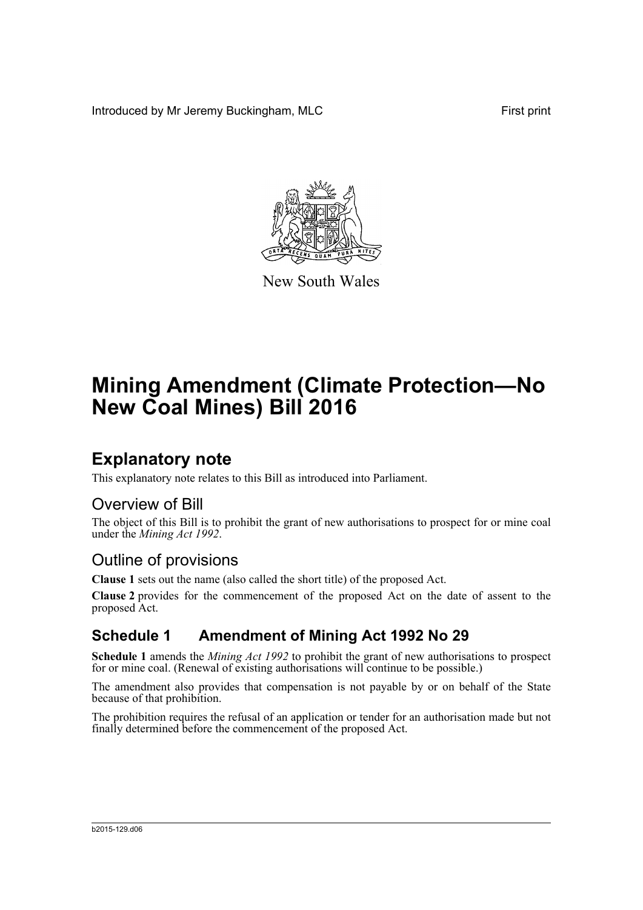Introduced by Mr Jeremy Buckingham, MLC

First print

New South Wales

# Mining Amendment (Climate Protection—No New Coal Mines) Bill 2016

## Explanatory note

This explanatory note relates to this Bill as introduced into Parliament.

### Overview of Bill

The object of this Bill is to prohibit the grant of new authorisations to prospect for or mine coal under the *Mining Act 1992*.

### Outline of provisions

**Clause 1** sets out the name (also called the short title) of the proposed Act.

**Clause 2** provides for the commencement of the proposed Act on the date of assent to the proposed Act.

### Schedule 1 Amendment of Mining Act 1992 No 29

**Schedule 1** amends the *Mining Act 1992* to prohibit the grant of new authorisations to prospect for or mine coal. (Renewal of existing authorisations will continue to be possible.)

The amendment also provides that compensation is not payable by or on behalf of the State because of that prohibition.

The prohibition requires the refusal of an application or tender for an authorisation made but not finally determined before the commencement of the proposed Act.

b2015-129.d06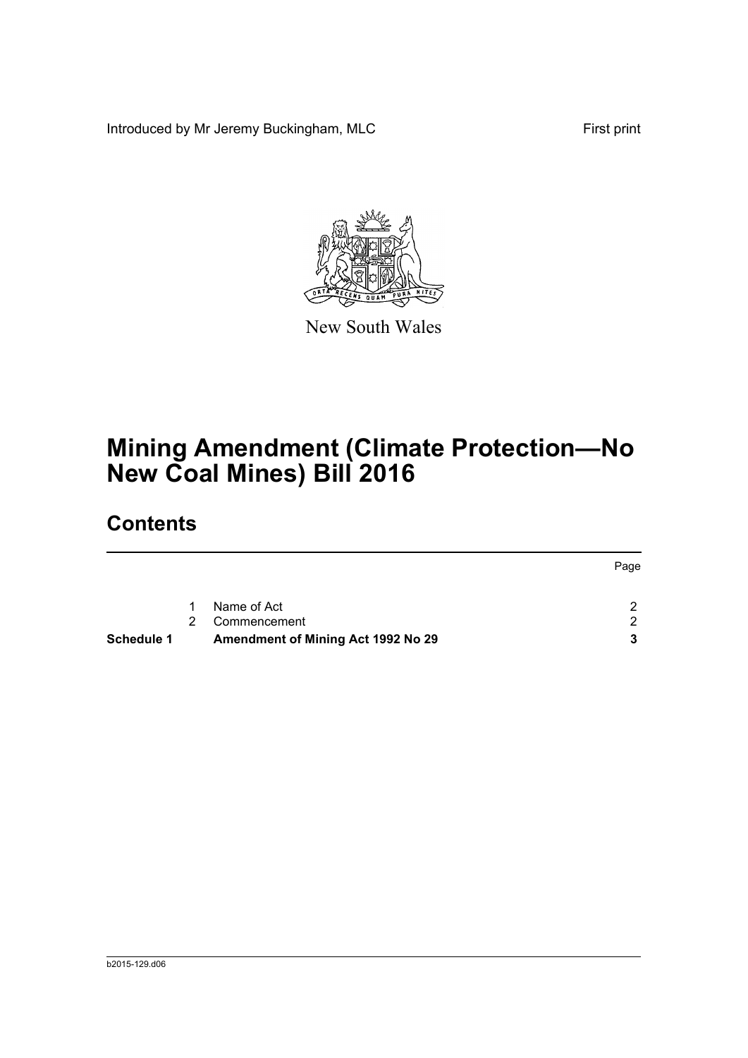Introduced by Mr Jeremy Buckingham, MLC

First print

New South Wales

# Mining Amendment (Climate Protection—No New Coal Mines) Bill 2016

## Contents

| | | | Page |
|---|---|---|---|
| | 1 | Name of Act | 2 |
| | 2 | Commencement | 2 |
| **Schedule 1** | | **Amendment of Mining Act 1992 No 29** | **3** |

b2015-129.d06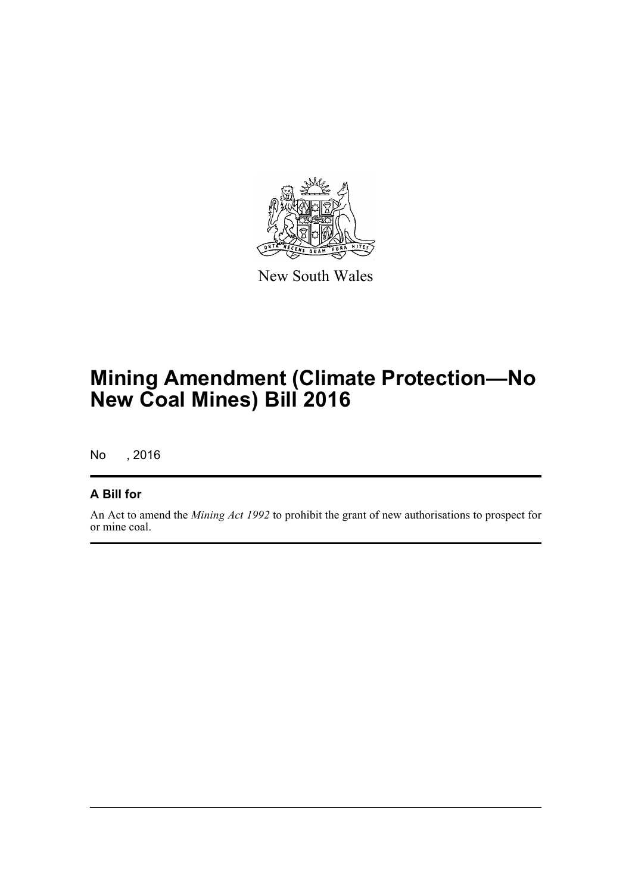New South Wales

# Mining Amendment (Climate Protection—No New Coal Mines) Bill 2016

No , 2016

## A Bill for

An Act to amend the *Mining Act 1992* to prohibit the grant of new authorisations to prospect for or mine coal.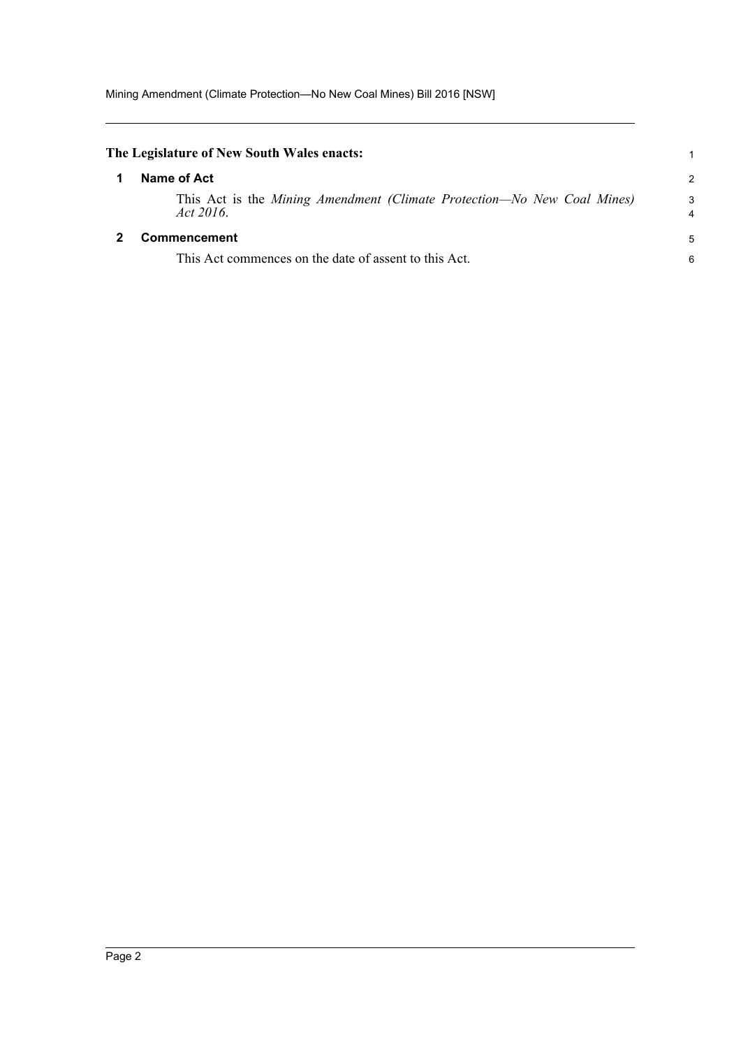**The Legislature of New South Wales enacts:**

## 1 Name of Act

This Act is the *Mining Amendment (Climate Protection—No New Coal Mines) Act 2016*.

## 2 Commencement

This Act commences on the date of assent to this Act.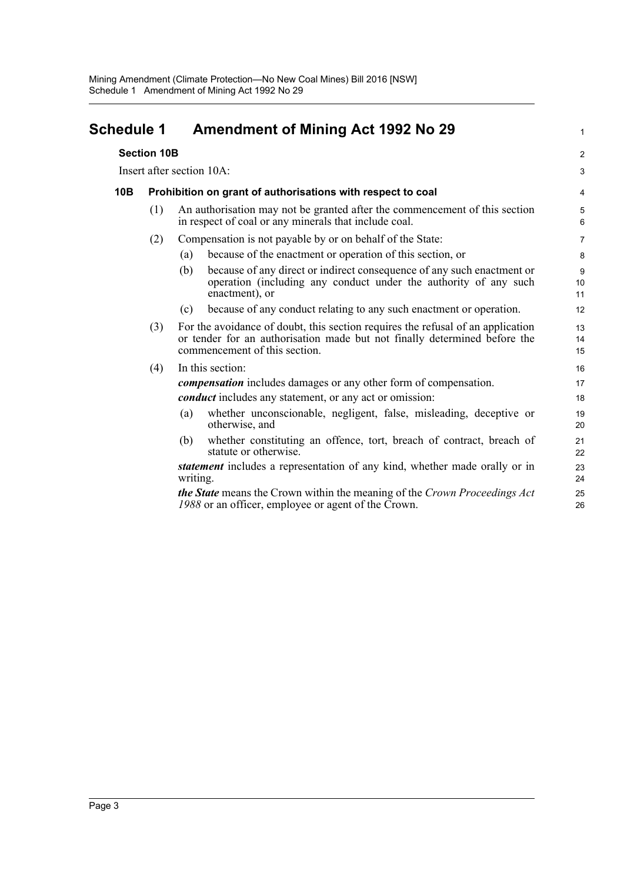# Schedule 1 Amendment of Mining Act 1992 No 29

### Section 10B

Insert after section 10A:

#### 10B Prohibition on grant of authorisations with respect to coal

(1) An authorisation may not be granted after the commencement of this section in respect of coal or any minerals that include coal.

(2) Compensation is not payable by or on behalf of the State:

- (a) because of the enactment or operation of this section, or
- (b) because of any direct or indirect consequence of any such enactment or operation (including any conduct under the authority of any such enactment), or
- (c) because of any conduct relating to any such enactment or operation.

(3) For the avoidance of doubt, this section requires the refusal of an application or tender for an authorisation made but not finally determined before the commencement of this section.

(4) In this section:

***compensation*** includes damages or any other form of compensation.

***conduct*** includes any statement, or any act or omission:

- (a) whether unconscionable, negligent, false, misleading, deceptive or otherwise, and
- (b) whether constituting an offence, tort, breach of contract, breach of statute or otherwise.

***statement*** includes a representation of any kind, whether made orally or in writing.

***the State*** means the Crown within the meaning of the *Crown Proceedings Act 1988* or an officer, employee or agent of the Crown.